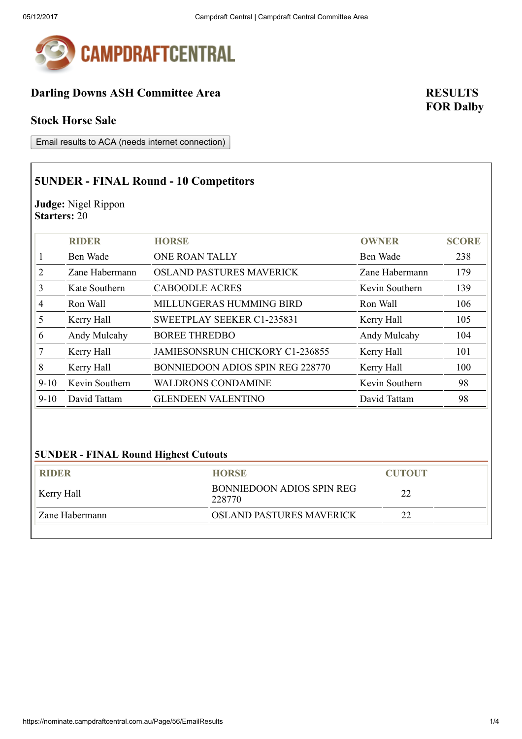## Darling Downs ASH Committee Area

**RESULTS FOR Dalby**

### Stock Horse Sale

Email results to ACA (needs internet connection)

### 5UNDER - FINAL Round - 10 Competitors

**Judge:** Nigel Rippon
**Starters:** 20

| | RIDER | HORSE | OWNER | SCORE |
|---|---|---|---|---|
| 1 | Ben Wade | ONE ROAN TALLY | Ben Wade | 238 |
| 2 | Zane Habermann | OSLAND PASTURES MAVERICK | Zane Habermann | 179 |
| 3 | Kate Southern | CABOODLE ACRES | Kevin Southern | 139 |
| 4 | Ron Wall | MILLUNGERAS HUMMING BIRD | Ron Wall | 106 |
| 5 | Kerry Hall | SWEETPLAY SEEKER C1-235831 | Kerry Hall | 105 |
| 6 | Andy Mulcahy | BOREE THREDBO | Andy Mulcahy | 104 |
| 7 | Kerry Hall | JAMIESONSRUN CHICKORY C1-236855 | Kerry Hall | 101 |
| 8 | Kerry Hall | BONNIEDOON ADIOS SPIN REG 228770 | Kerry Hall | 100 |
| 9-10 | Kevin Southern | WALDRONS CONDAMINE | Kevin Southern | 98 |
| 9-10 | David Tattam | GLENDEEN VALENTINO | David Tattam | 98 |

### 5UNDER - FINAL Round Highest Cutouts

| RIDER | HORSE | CUTOUT | |
|---|---|---|---|
| Kerry Hall | BONNIEDOON ADIOS SPIN REG 228770 | 22 | |
| Zane Habermann | OSLAND PASTURES MAVERICK | 22 | |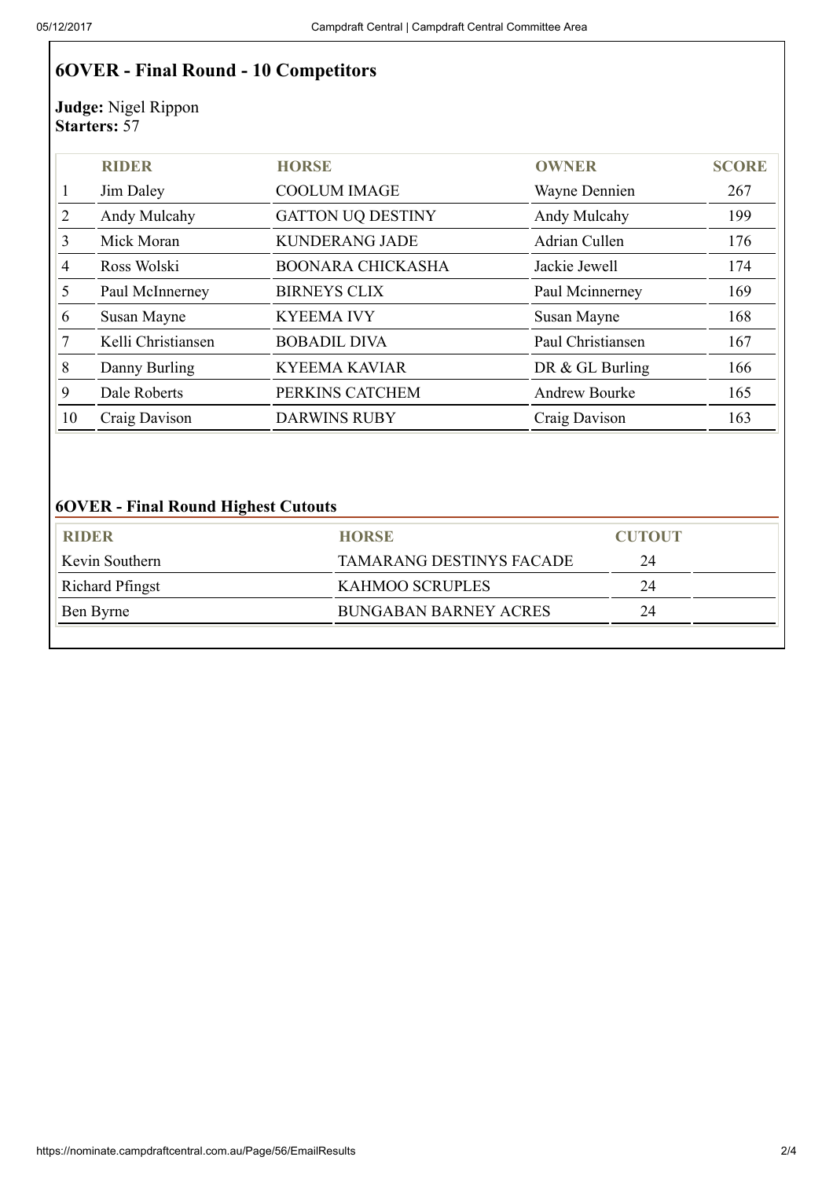## 6OVER - Final Round - 10 Competitors

**Judge:** Nigel Rippon
**Starters:** 57

| | RIDER | HORSE | OWNER | SCORE |
|---|---|---|---|---|
| 1 | Jim Daley | COOLUM IMAGE | Wayne Dennien | 267 |
| 2 | Andy Mulcahy | GATTON UQ DESTINY | Andy Mulcahy | 199 |
| 3 | Mick Moran | KUNDERANG JADE | Adrian Cullen | 176 |
| 4 | Ross Wolski | BOONARA CHICKASHA | Jackie Jewell | 174 |
| 5 | Paul McInnerney | BIRNEYS CLIX | Paul Mcinnerney | 169 |
| 6 | Susan Mayne | KYEEMA IVY | Susan Mayne | 168 |
| 7 | Kelli Christiansen | BOBADIL DIVA | Paul Christiansen | 167 |
| 8 | Danny Burling | KYEEMA KAVIAR | DR & GL Burling | 166 |
| 9 | Dale Roberts | PERKINS CATCHEM | Andrew Bourke | 165 |
| 10 | Craig Davison | DARWINS RUBY | Craig Davison | 163 |

### 6OVER - Final Round Highest Cutouts

| RIDER | HORSE | CUTOUT | |
|---|---|---|---|
| Kevin Southern | TAMARANG DESTINYS FACADE | 24 | |
| Richard Pfingst | KAHMOO SCRUPLES | 24 | |
| Ben Byrne | BUNGABAN BARNEY ACRES | 24 | |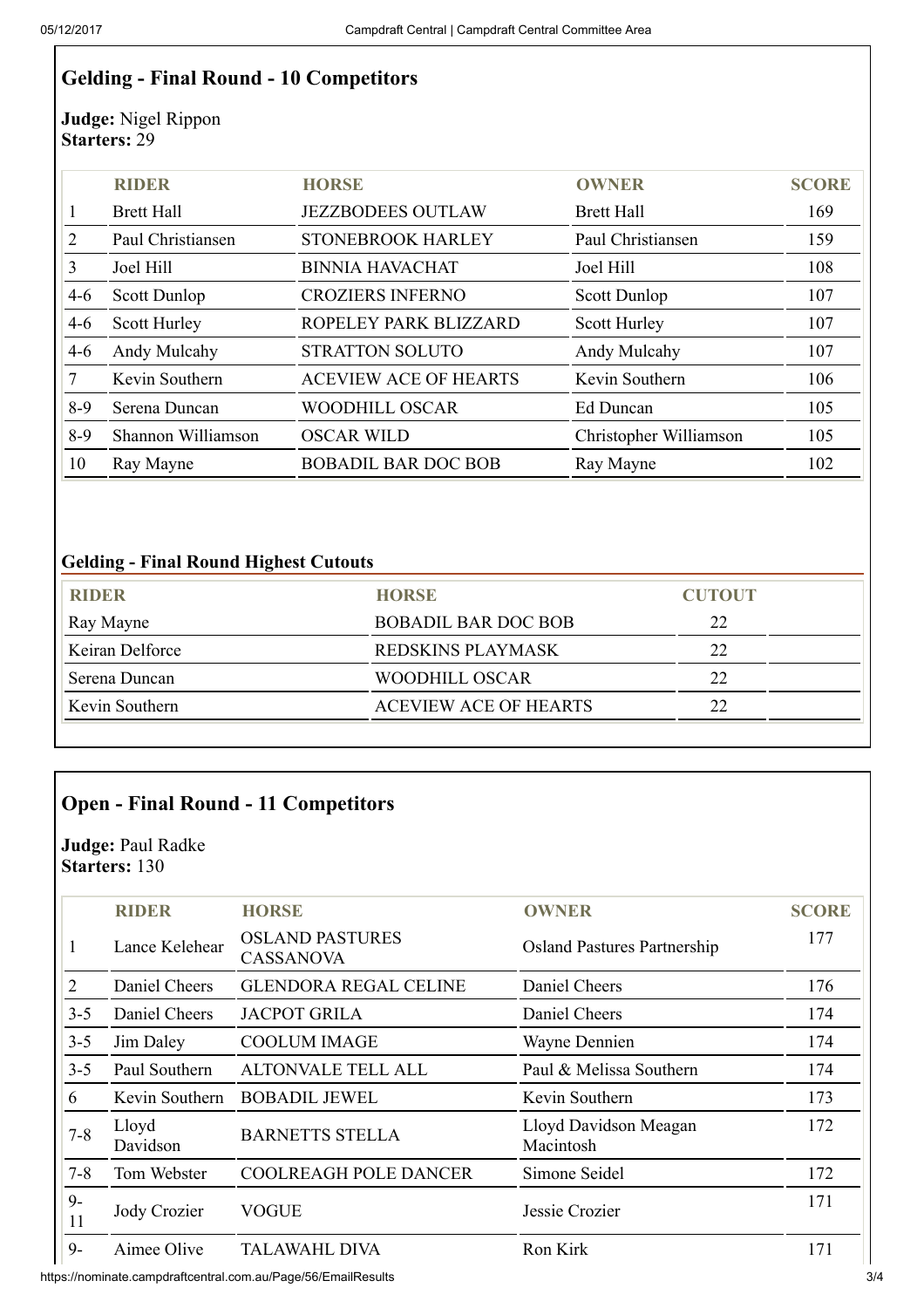## Gelding - Final Round - 10 Competitors

**Judge:** Nigel Rippon
**Starters:** 29

| | RIDER | HORSE | OWNER | SCORE |
|---|---|---|---|---|
| 1 | Brett Hall | JEZZBODEES OUTLAW | Brett Hall | 169 |
| 2 | Paul Christiansen | STONEBROOK HARLEY | Paul Christiansen | 159 |
| 3 | Joel Hill | BINNIA HAVACHAT | Joel Hill | 108 |
| 4-6 | Scott Dunlop | CROZIERS INFERNO | Scott Dunlop | 107 |
| 4-6 | Scott Hurley | ROPELEY PARK BLIZZARD | Scott Hurley | 107 |
| 4-6 | Andy Mulcahy | STRATTON SOLUTO | Andy Mulcahy | 107 |
| 7 | Kevin Southern | ACEVIEW ACE OF HEARTS | Kevin Southern | 106 |
| 8-9 | Serena Duncan | WOODHILL OSCAR | Ed Duncan | 105 |
| 8-9 | Shannon Williamson | OSCAR WILD | Christopher Williamson | 105 |
| 10 | Ray Mayne | BOBADIL BAR DOC BOB | Ray Mayne | 102 |

### Gelding - Final Round Highest Cutouts

| RIDER | HORSE | CUTOUT |
|---|---|---|
| Ray Mayne | BOBADIL BAR DOC BOB | 22 |
| Keiran Delforce | REDSKINS PLAYMASK | 22 |
| Serena Duncan | WOODHILL OSCAR | 22 |
| Kevin Southern | ACEVIEW ACE OF HEARTS | 22 |

## Open - Final Round - 11 Competitors

**Judge:** Paul Radke
**Starters:** 130

| | RIDER | HORSE | OWNER | SCORE |
|---|---|---|---|---|
| 1 | Lance Kelehear | OSLAND PASTURES CASSANOVA | Osland Pastures Partnership | 177 |
| 2 | Daniel Cheers | GLENDORA REGAL CELINE | Daniel Cheers | 176 |
| 3-5 | Daniel Cheers | JACPOT GRILA | Daniel Cheers | 174 |
| 3-5 | Jim Daley | COOLUM IMAGE | Wayne Dennien | 174 |
| 3-5 | Paul Southern | ALTONVALE TELL ALL | Paul & Melissa Southern | 174 |
| 6 | Kevin Southern | BOBADIL JEWEL | Kevin Southern | 173 |
| 7-8 | Lloyd Davidson | BARNETTS STELLA | Lloyd Davidson Meagan Macintosh | 172 |
| 7-8 | Tom Webster | COOLREAGH POLE DANCER | Simone Seidel | 172 |
| 9-11 | Jody Crozier | VOGUE | Jessie Crozier | 171 |
| 9- | Aimee Olive | TALAWAHL DIVA | Ron Kirk | 171 |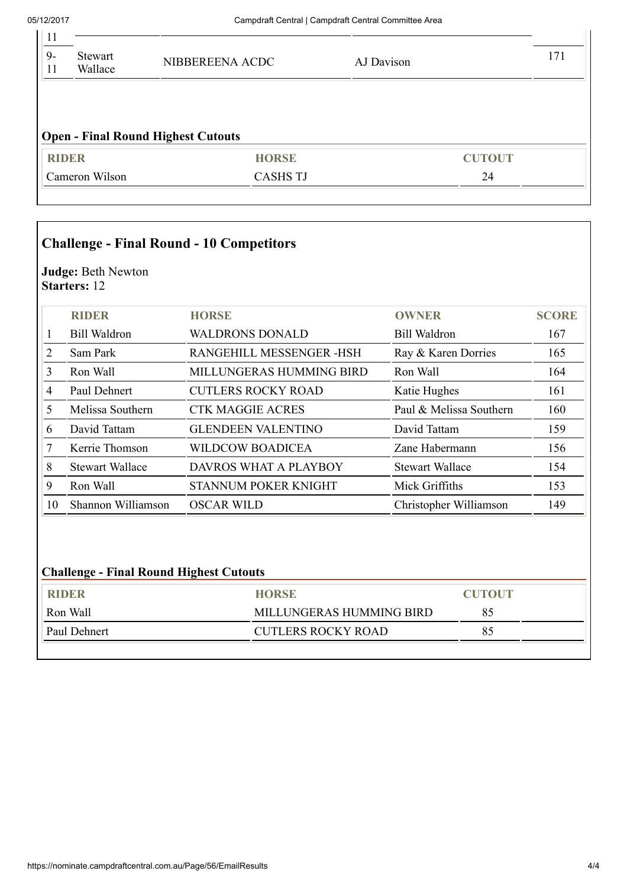| | | | | |
|---|---|---|---|---|
| 11 | | | | |
| 9-11 | Stewart Wallace | NIBBEREENA ACDC | AJ Davison | 171 |

### Open - Final Round Highest Cutouts

| RIDER | HORSE | CUTOUT |
|---|---|---|
| Cameron Wilson | CASHS TJ | 24 |

## Challenge - Final Round - 10 Competitors

**Judge:** Beth Newton
**Starters:** 12

| | RIDER | HORSE | OWNER | SCORE |
|---|---|---|---|---|
| 1 | Bill Waldron | WALDRONS DONALD | Bill Waldron | 167 |
| 2 | Sam Park | RANGEHILL MESSENGER -HSH | Ray & Karen Dorries | 165 |
| 3 | Ron Wall | MILLUNGERAS HUMMING BIRD | Ron Wall | 164 |
| 4 | Paul Dehnert | CUTLERS ROCKY ROAD | Katie Hughes | 161 |
| 5 | Melissa Southern | CTK MAGGIE ACRES | Paul & Melissa Southern | 160 |
| 6 | David Tattam | GLENDEEN VALENTINO | David Tattam | 159 |
| 7 | Kerrie Thomson | WILDCOW BOADICEA | Zane Habermann | 156 |
| 8 | Stewart Wallace | DAVROS WHAT A PLAYBOY | Stewart Wallace | 154 |
| 9 | Ron Wall | STANNUM POKER KNIGHT | Mick Griffiths | 153 |
| 10 | Shannon Williamson | OSCAR WILD | Christopher Williamson | 149 |

### Challenge - Final Round Highest Cutouts

| RIDER | HORSE | CUTOUT |
|---|---|---|
| Ron Wall | MILLUNGERAS HUMMING BIRD | 85 |
| Paul Dehnert | CUTLERS ROCKY ROAD | 85 |